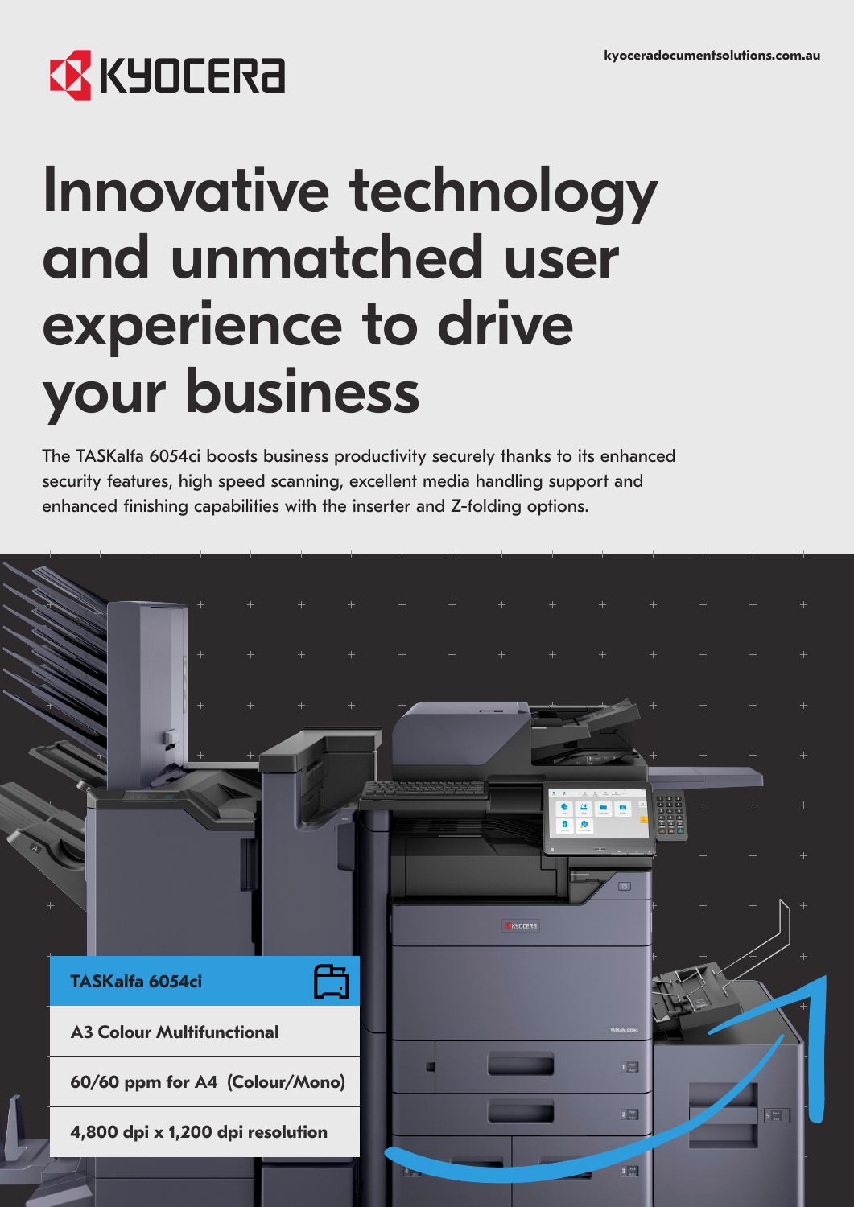KYOCERA

kyoceradocumentsolutions.com.au

# Innovative technology and unmatched user experience to drive your business

The TASKalfa 6054ci boosts business productivity securely thanks to its enhanced security features, high speed scanning, excellent media handling support and enhanced finishing capabilities with the inserter and Z-folding options.

**TASKalfa 6054ci**

**A3 Colour Multifunctional**

**60/60 ppm for A4 (Colour/Mono)**

**4,800 dpi x 1,200 dpi resolution**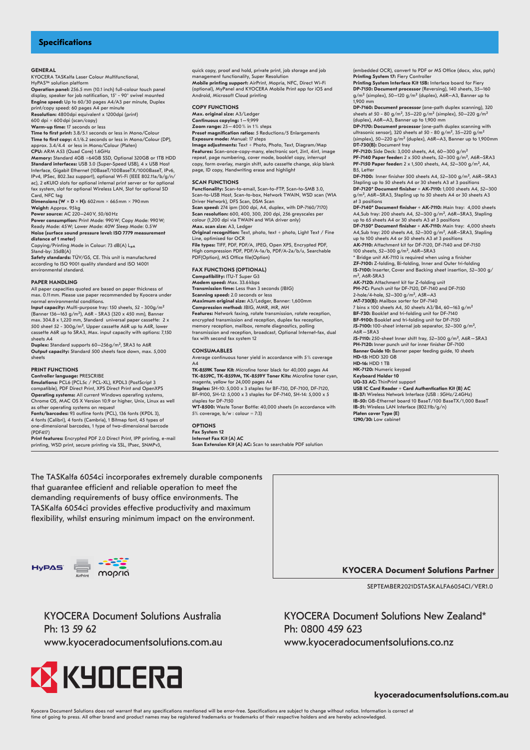## Specifications

### GENERAL

KYOCERA TASKalfa Laser Colour Multifunctional, HyPAS™ solution platform

**Operation panel:** 256.5 mm (10.1 inch) full-colour touch panel display, speaker for job notification, 15° - 90° swivel mounted

**Engine speed:** Up to 60/30 pages A4/A3 per minute, Duplex print/copy speed: 60 pages A4 per minute

**Resolution:** 4800dpi equivalent x 1200dpi (print) 600 dpi × 600 dpi (scan/copy)

**Warm-up time:** 17 seconds or less

**Time to first print:** 3.8/5.1 seconds or less in Mono/Colour

**Time to first copy:** 4.1/6.2 seconds or less in Mono/Colour (DP), approx. 3.4/4.4 or less in Mono/Colour (Platen)

**CPU:** ARM A53 (Quad Core) 1.6GHz

**Memory:** Standard 4GB +64GB SSD, Optional 320GB or 1TB HDD

**Standard interfaces:** USB 3.0 (Super-Speed USB), 4 x USB Host Interface, Gigabit Ethernet (10BaseT/100BaseTX/1000BaseT, IPv6, IPv4, IPSec, 802.3az support), optional Wi-Fi (IEEE 802.11a/b/g/n/ac), 2 eKUIO slots for optional internal print server or for optional fax system, slot for optional Wireless LAN, Slot for optional SD Card, NFC tag

**Dimensions (W × D × H):** 602mm × 665mm × 790mm

**Weight:** Approx. 95kg

**Power source:** AC 220–240V, 50/60Hz

**Power consumption:** Print Mode: 990W; Copy Mode: 990W; Ready Mode: 45W; Lower Mode: 40W Sleep Mode: 0.5W

**Noise (surface sound pressure level: ISO 7779 measurement distance of 1 meter)**

Copying/Printing Mode in Colour: 73 dB(A) $L_{pA}$

Stand-by: 35dB(A)

**Safety standards:** TÜV/GS, CE. This unit is manufactured according to ISO 9001 quality standard and ISO 14001 environmental standard.

### PAPER HANDLING

All paper capacities quoted are based on paper thickness of max. 0.11mm. Please use paper recommended by Kyocera under normal environmental conditions.

**Input capacity:** Multi-purpose tray: 150 sheets, 52 - 300g/m² (Banner 136–163 g/m²), A6R - SRA3 (320 x 450 mm), Banner max. 304.8 x 1,220 mm, Standard universal paper cassette: 2 x 500 sheet 52 - 300g/m², Upper cassette A6R up to A4R, lower cassette A6R up to SRA3, Max. input capacity with options: 7,150 sheets A4

**Duplex:** Standard supports 60–256g/m², SRA3 to A6R

**Output capacity:** Standard 500 sheets face down, max. 5,000 sheets

### PRINT FUNCTIONS

**Controller language:** PRESCRIBE

**Emulations:** PCL6 (PCL5c / PCL-XL), KPDL3 (PostScript 3 compatible), PDF Direct Print, XPS Direct Print and OpenXPS

**Operating systems:** All current Windows operating systems, Chrome OS, MAC OS X Version 10.9 or higher, Unix, Linux as well as other operating systems on request

**Fonts/barcodes:** 93 outline fonts (PCL), 136 fonts (KPDL 3), 4 fonts (Calibri), 4 fonts (Cambria), 1 Bitmap font, 45 types of one-dimensional barcodes, 1 type of two-dimensional barcode (PDF417)

**Print features:** Encrypted PDF 2.0 Direct Print, IPP printing, e-mail printing, WSD print, secure printing via SSL, IPsec, SNMPv3, quick copy, proof and hold, private print, job storage and job management functionality, Super Resolution

**Mobile printing support:** AirPrint, Mopria, NFC, Direct Wi-Fi (optional), MyPanel and KYOCERA Mobile Print app for iOS and Android, Microsoft Cloud printing

### COPY FUNCTIONS

**Max. original size:** A3/Ledger

**Continuous copying:** 1–9,999

**Zoom range:** 25–400% in 1% steps

**Preset magnification ratios:** 5 Reductions/5 Enlargements

**Exposure mode:** Manual: 17 steps

**Image adjustments:** Text + Photo, Photo, Text, Diagram/Map

**Features:** Scan-once-copy-many, electronic sort, 2in1, 4in1, image repeat, page numbering, cover mode, booklet copy, interrupt copy, form overlay, margin shift, auto cassette change, skip blank page, ID copy, Handwriting erase and highlight

### SCAN FUNCTIONS

**Functionality:** Scan-to-email, Scan-to-FTP, Scan-to-SMB 3.0, Scan-to-USB Host, Scan-to-box, Network TWAIN, WSD scan (WIA Driver Network), DFS Scan, DSM Scan

**Scan speed:** 274 ipm (300 dpi, A4, duplex, with DP-7160/7170)

**Scan resolution:** 600, 400, 300, 200 dpi, 256 greyscales per colour (1,200 dpi via TWAIN and WIA driver only)

**Max. scan size:** A3, Ledger

**Original recognition:** Text, photo, text + photo, Light Text / Fine Line, optimised for OCR

**File types:** TIFF, PDF, PDF/A, JPEG, Open XPS, Encrypted PDF, High compression PDF, PDF/A-1a/b, PDF/A-2a/b/u, Searchable PDF(Option), MS Office file(Option)

### FAX FUNCTIONS (OPTIONAL)

**Compatibility:** ITU-T Super G3

**Modem speed:** Max. 33.6 kbps

**Transmission time:** Less than 3 seconds (JBIG)

**Scanning speed:** 2.0 seconds or less

**Maximum original size:** A3/Ledger, Banner: 1,600mm

**Compression method:** JBIG, MMR, MR, MH

**Features:** Network faxing, rotate transmission, rotate reception, encrypted transmission and reception, duplex fax reception, memory reception, mailbox, remote diagnostics, polling transmission and reception, broadcast, Optional Internet-fax, dual fax with second fax system 12

### CONSUMABLES

Average continuous toner yield in accordance with 5% coverage A4

**TK-8559K Toner Kit:** Microfine toner black for 40,000 pages A4

**TK-8559C, TK-8559M, TK-8559Y Toner Kits:** Microfine toner cyan, magenta, yellow for 24,000 pages A4

**Staples:** SH-10: 5,000 x 3 staples for BF-730, DF-7100, DF-7120, BF-9100, SH-12: 5,000 x 3 staples for DF-7140, SH-14: 5,000 x 5 staples for DF-7150

**WT-8500:** Waste Toner Bottle: 40,000 sheets (in accordance with 5% coverage, b/w : colour = 7:3)

### OPTIONS

**Fax System 12**

**Internet Fax Kit (A) AC**

**Scan Extension Kit (A) AC:** Scan to searchable PDF solution (embedded OCR), convert to PDF or MS Office (docx, xlsx, pptx)

**Printing System 17:** Fiery Controller

**Printing System Interface Kit 15B:** Interface board for Fiery

**DP-7150: Document processor** (Reversing), 140 sheets, 35–160 g/m² (simplex), 50–120 g/m² (duplex), A6R–A3, Banner up to 1,900 mm

**DP-7160: Document processor** (one-path duplex scanning), 320 sheets at 50 - 80 g/m², 35–220 g/m² (simplex), 50–220 g/m² (duplex), A6R–A3, Banner up to 1,900 mm

**DP-7170: Document processor** (one-path duplex scanning with ultrasonic sensor), 320 sheets at 50 - 80 g/m², 35–220 g/m² (simplex), 50–220 g/m² (duplex), A6R–A3, Banner up to 1,900mm

**DT-730(B):** Document tray

**PF-7120:** Side Deck: 3,000 sheets, A4, 60–300 g/m²

**PF-7140 Paper feeder:** 2 x 500 sheets, 52–300 g/m², A6R–SRA3

**PF-7150 Paper feeder:** 2 x 1,500 sheets, A4, 52–300 g/m², A4, B5, Letter

**DF-7100:** Inner finisher 500 sheets A4, 52–300 g/m², A6R–SRA3 Stapling up to 50 sheets A4 or 30 sheets A3 at 3 positions

**DF-7120* Document finisher** + **AK-7110:** 1,000 sheets A4, 52–300 g/m², A6R–SRA3, Stapling up to 50 sheets A4 or 30 sheets A3 at 3 positions

**DF-7140* Document finisher** + **AK-7110:** Main tray: 4,000 sheets A4, Sub tray: 200 sheets A4, 52–300 g/m², A6R–SRA3, Stapling up to 65 sheets A4 or 30 sheets A3 at 3 positions

**DF-7150* Document finisher** + **AK-7110:** Main tray: 4,000 sheets A4, Sub tray: 200 sheets A4, 52–300 g/m², A6R–SRA3, Stapling up to 100 sheets A4 or 50 sheets A3 at 3 positions

**AK-7110:** Attachment kit for DF-7120, DF-7140 and DF-7150 100 sheets, 52–300 g/m², A6R–SRA3

\* Bridge unit AK-7110 is required when using a finisher

**ZF-7100:** Z-folding, Bi-folding, Inner and Outer tri-folding

**IS-7100:** Inserter, Cover and Backing sheet insertion, 52–300 g/m², A6R-SRA3

**AK-7120:** Attachment kit for Z-folding unit

**PH-7C:** Punch unit for DF-7120, DF-7140 and DF-7150 2-hole/4-hole, 52–300 g/m², A5R–A3

**MT-730(B):** Mailbox sorter for DF-7140 7 bins x 100 sheets A4, 50 sheets A3/B4, 60–163 g/m²

**BF-730:** Booklet and tri-folding unit for DF-7140

**BF-9100:** Booklet and tri-folding unit for DF-7150

**JS-7100:** 100-sheet internal job separator, 52–300 g/m², A6R – SRA3

**JS-7110:** 250-sheet Inner shift tray, 52–300 g/m², A6R – SRA3

**PH-7120:** Inner punch unit for inner finisher DF-7100

**Banner Guide 10:** Banner paper feeding guide, 10 sheets

**HD-15:** HDD 320 GB

**HD-16:** HDD 1 TB

**NK-7120:** Numeric keypad

**Keyboard Holder 10**

**UG-33 AC:** ThinPrint support

**USB IC Card Reader** + **Card Authentication Kit (B) AC**

**IB-37:** Wireless Network Interface (USB : 5GHz/2.4GHz)

**IB-50:** GB-Ethernet board 10 BaseT/100 BaseTX/1,000 BaseT

**IB-51:** Wireless LAN Interface (802.11b/g/n)

**Platen cover Type (E)**

**1290/30:** Low cabinet

The TASKalfa 6054ci incorporates extremely durable components that guarantee efficient and reliable operation to meet the demanding requirements of busy office environments. The TASKalfa 6054ci provides effective productivity and maximum flexibility, whilst ensuring minimum impact on the environment.

HyPAS AirPrint mopria

**KYOCERA Document Solutions Partner**

SEPTEMBER2021DSTASKALFA6054CI/VER1.0

KYOCERA Document Solutions Australia
Ph: 13 59 62
www.kyoceradocumentsolutions.com.au

KYOCERA Document Solutions New Zealand*
Ph: 0800 459 623
www.kyoceradocumentsolutions.co.nz

KYOCERA

**kyoceradocumentsolutions.com.au**

Kyocera Document Solutions does not warrant that any specifications mentioned will be error-free. Specifications are subject to change without notice. Information is correct at time of going to press. All other brand and product names may be registered trademarks or trademarks of their respective holders and are hereby acknowledged.